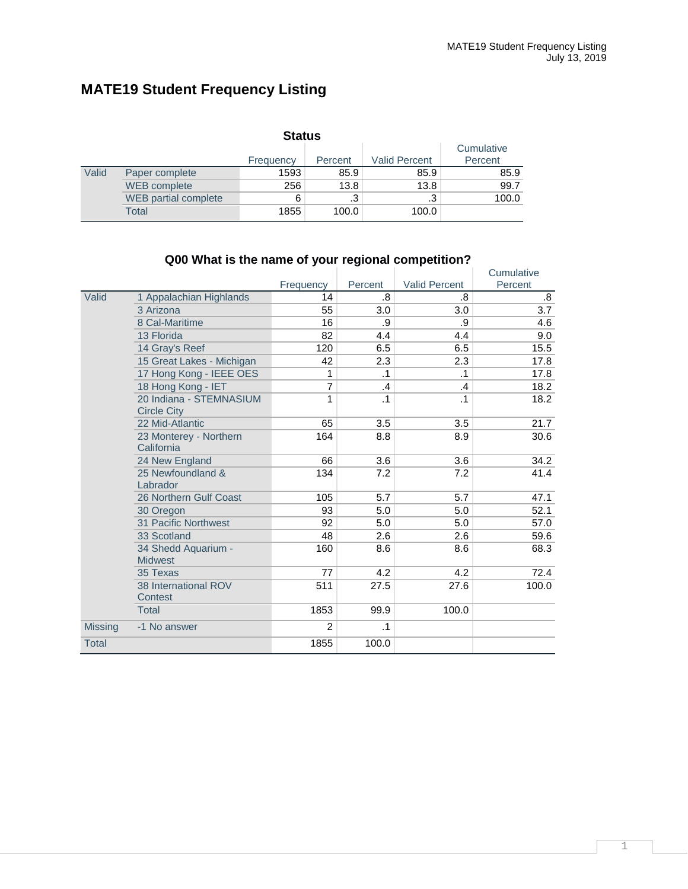# MATE19 Student Frequency Listing

### Status

| | | Frequency | Percent | Valid Percent | Cumulative Percent |
|---|---|---|---|---|---|
| Valid | Paper complete | 1593 | 85.9 | 85.9 | 85.9 |
| | WEB complete | 256 | 13.8 | 13.8 | 99.7 |
| | WEB partial complete | 6 | .3 | .3 | 100.0 |
| | Total | 1855 | 100.0 | 100.0 | |

### Q00 What is the name of your regional competition?

| | | Frequency | Percent | Valid Percent | Cumulative Percent |
|---|---|---|---|---|---|
| Valid | 1 Appalachian Highlands | 14 | .8 | .8 | .8 |
| | 3 Arizona | 55 | 3.0 | 3.0 | 3.7 |
| | 8 Cal-Maritime | 16 | .9 | .9 | 4.6 |
| | 13 Florida | 82 | 4.4 | 4.4 | 9.0 |
| | 14 Gray's Reef | 120 | 6.5 | 6.5 | 15.5 |
| | 15 Great Lakes - Michigan | 42 | 2.3 | 2.3 | 17.8 |
| | 17 Hong Kong - IEEE OES | 1 | .1 | .1 | 17.8 |
| | 18 Hong Kong - IET | 7 | .4 | .4 | 18.2 |
| | 20 Indiana - STEMNASIUM Circle City | 1 | .1 | .1 | 18.2 |
| | 22 Mid-Atlantic | 65 | 3.5 | 3.5 | 21.7 |
| | 23 Monterey - Northern California | 164 | 8.8 | 8.9 | 30.6 |
| | 24 New England | 66 | 3.6 | 3.6 | 34.2 |
| | 25 Newfoundland & Labrador | 134 | 7.2 | 7.2 | 41.4 |
| | 26 Northern Gulf Coast | 105 | 5.7 | 5.7 | 47.1 |
| | 30 Oregon | 93 | 5.0 | 5.0 | 52.1 |
| | 31 Pacific Northwest | 92 | 5.0 | 5.0 | 57.0 |
| | 33 Scotland | 48 | 2.6 | 2.6 | 59.6 |
| | 34 Shedd Aquarium - Midwest | 160 | 8.6 | 8.6 | 68.3 |
| | 35 Texas | 77 | 4.2 | 4.2 | 72.4 |
| | 38 International ROV Contest | 511 | 27.5 | 27.6 | 100.0 |
| | Total | 1853 | 99.9 | 100.0 | |
| Missing | -1 No answer | 2 | .1 | | |
| Total | | 1855 | 100.0 | | |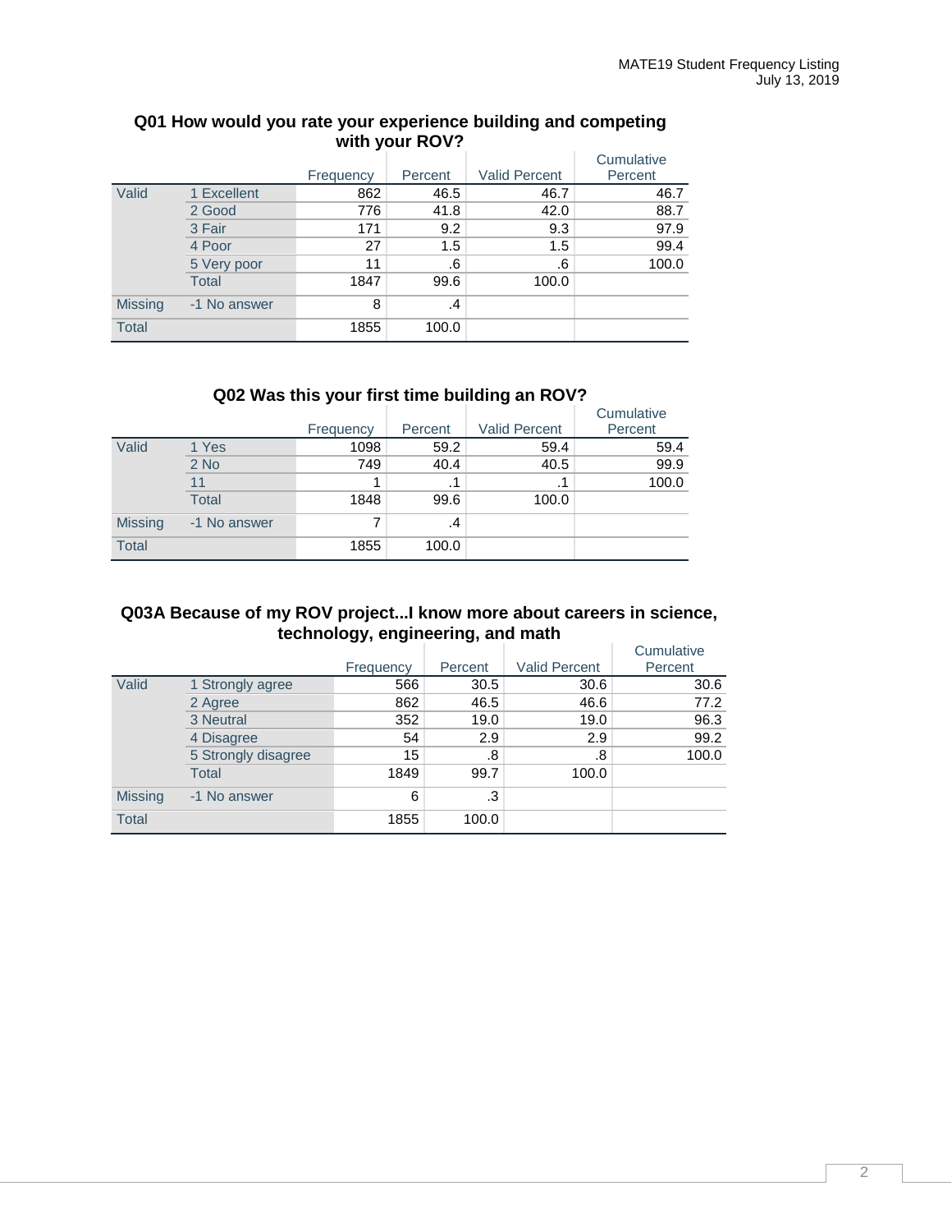### Q01 How would you rate your experience building and competing with your ROV?

| | | Frequency | Percent | Valid Percent | Cumulative Percent |
|---|---|---|---|---|---|
| Valid | 1 Excellent | 862 | 46.5 | 46.7 | 46.7 |
| | 2 Good | 776 | 41.8 | 42.0 | 88.7 |
| | 3 Fair | 171 | 9.2 | 9.3 | 97.9 |
| | 4 Poor | 27 | 1.5 | 1.5 | 99.4 |
| | 5 Very poor | 11 | .6 | .6 | 100.0 |
| | Total | 1847 | 99.6 | 100.0 | |
| Missing | -1 No answer | 8 | .4 | | |
| Total | | 1855 | 100.0 | | |

### Q02 Was this your first time building an ROV?

| | | Frequency | Percent | Valid Percent | Cumulative Percent |
|---|---|---|---|---|---|
| Valid | 1 Yes | 1098 | 59.2 | 59.4 | 59.4 |
| | 2 No | 749 | 40.4 | 40.5 | 99.9 |
| | 11 | 1 | .1 | .1 | 100.0 |
| | Total | 1848 | 99.6 | 100.0 | |
| Missing | -1 No answer | 7 | .4 | | |
| Total | | 1855 | 100.0 | | |

### Q03A Because of my ROV project...I know more about careers in science, technology, engineering, and math

| | | Frequency | Percent | Valid Percent | Cumulative Percent |
|---|---|---|---|---|---|
| Valid | 1 Strongly agree | 566 | 30.5 | 30.6 | 30.6 |
| | 2 Agree | 862 | 46.5 | 46.6 | 77.2 |
| | 3 Neutral | 352 | 19.0 | 19.0 | 96.3 |
| | 4 Disagree | 54 | 2.9 | 2.9 | 99.2 |
| | 5 Strongly disagree | 15 | .8 | .8 | 100.0 |
| | Total | 1849 | 99.7 | 100.0 | |
| Missing | -1 No answer | 6 | .3 | | |
| Total | | 1855 | 100.0 | | |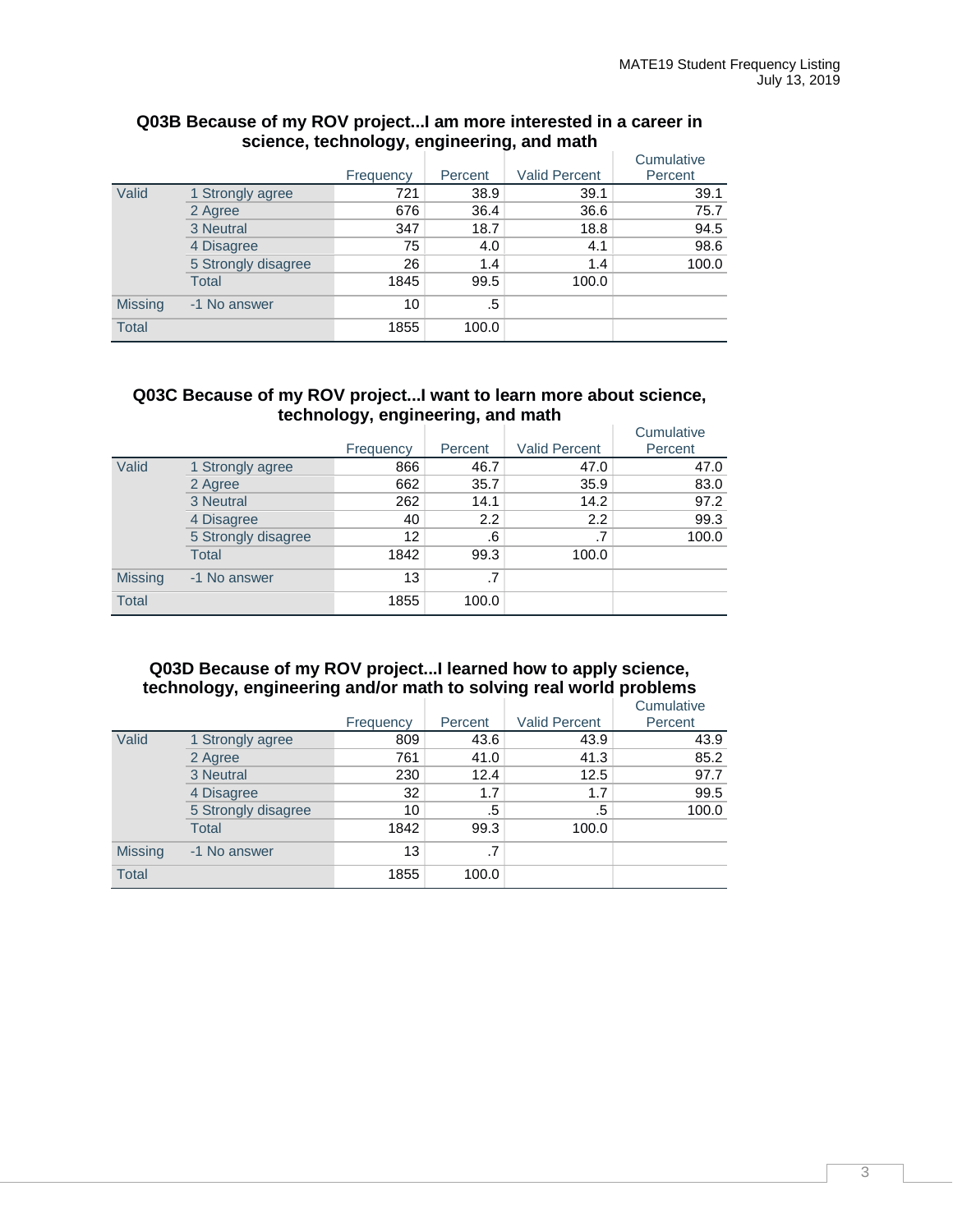### Q03B Because of my ROV project...I am more interested in a career in science, technology, engineering, and math

| | | Frequency | Percent | Valid Percent | Cumulative Percent |
|---|---|---|---|---|---|
| Valid | 1 Strongly agree | 721 | 38.9 | 39.1 | 39.1 |
| | 2 Agree | 676 | 36.4 | 36.6 | 75.7 |
| | 3 Neutral | 347 | 18.7 | 18.8 | 94.5 |
| | 4 Disagree | 75 | 4.0 | 4.1 | 98.6 |
| | 5 Strongly disagree | 26 | 1.4 | 1.4 | 100.0 |
| | Total | 1845 | 99.5 | 100.0 | |
| Missing | -1 No answer | 10 | .5 | | |
| Total | | 1855 | 100.0 | | |

### Q03C Because of my ROV project...I want to learn more about science, technology, engineering, and math

| | | Frequency | Percent | Valid Percent | Cumulative Percent |
|---|---|---|---|---|---|
| Valid | 1 Strongly agree | 866 | 46.7 | 47.0 | 47.0 |
| | 2 Agree | 662 | 35.7 | 35.9 | 83.0 |
| | 3 Neutral | 262 | 14.1 | 14.2 | 97.2 |
| | 4 Disagree | 40 | 2.2 | 2.2 | 99.3 |
| | 5 Strongly disagree | 12 | .6 | .7 | 100.0 |
| | Total | 1842 | 99.3 | 100.0 | |
| Missing | -1 No answer | 13 | .7 | | |
| Total | | 1855 | 100.0 | | |

### Q03D Because of my ROV project...I learned how to apply science, technology, engineering and/or math to solving real world problems

| | | Frequency | Percent | Valid Percent | Cumulative Percent |
|---|---|---|---|---|---|
| Valid | 1 Strongly agree | 809 | 43.6 | 43.9 | 43.9 |
| | 2 Agree | 761 | 41.0 | 41.3 | 85.2 |
| | 3 Neutral | 230 | 12.4 | 12.5 | 97.7 |
| | 4 Disagree | 32 | 1.7 | 1.7 | 99.5 |
| | 5 Strongly disagree | 10 | .5 | .5 | 100.0 |
| | Total | 1842 | 99.3 | 100.0 | |
| Missing | -1 No answer | 13 | .7 | | |
| Total | | 1855 | 100.0 | | |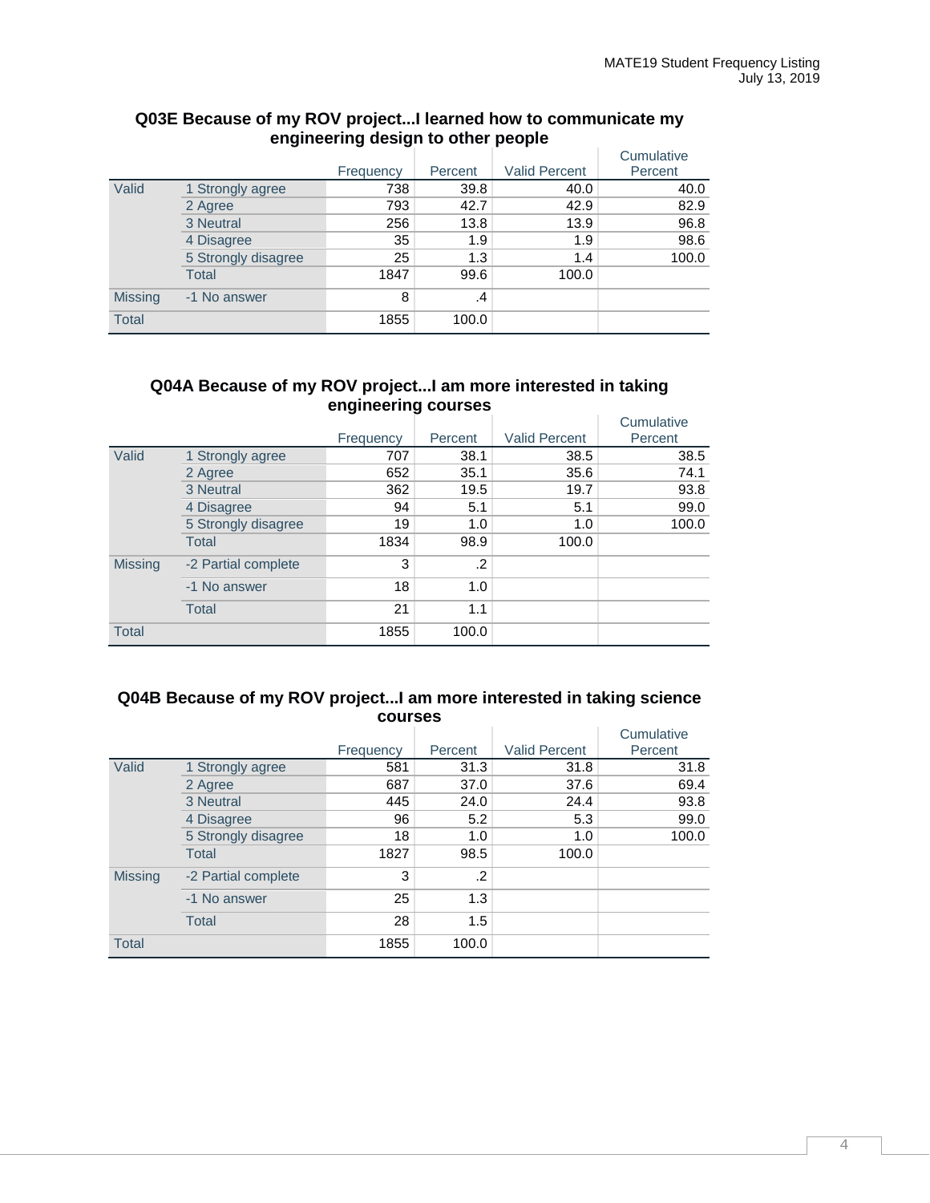### Q03E Because of my ROV project...I learned how to communicate my engineering design to other people

| | | Frequency | Percent | Valid Percent | Cumulative Percent |
|---|---|---|---|---|---|
| Valid | 1 Strongly agree | 738 | 39.8 | 40.0 | 40.0 |
| | 2 Agree | 793 | 42.7 | 42.9 | 82.9 |
| | 3 Neutral | 256 | 13.8 | 13.9 | 96.8 |
| | 4 Disagree | 35 | 1.9 | 1.9 | 98.6 |
| | 5 Strongly disagree | 25 | 1.3 | 1.4 | 100.0 |
| | Total | 1847 | 99.6 | 100.0 | |
| Missing | -1 No answer | 8 | .4 | | |
| Total | | 1855 | 100.0 | | |

### Q04A Because of my ROV project...I am more interested in taking engineering courses

| | | Frequency | Percent | Valid Percent | Cumulative Percent |
|---|---|---|---|---|---|
| Valid | 1 Strongly agree | 707 | 38.1 | 38.5 | 38.5 |
| | 2 Agree | 652 | 35.1 | 35.6 | 74.1 |
| | 3 Neutral | 362 | 19.5 | 19.7 | 93.8 |
| | 4 Disagree | 94 | 5.1 | 5.1 | 99.0 |
| | 5 Strongly disagree | 19 | 1.0 | 1.0 | 100.0 |
| | Total | 1834 | 98.9 | 100.0 | |
| Missing | -2 Partial complete | 3 | .2 | | |
| | -1 No answer | 18 | 1.0 | | |
| | Total | 21 | 1.1 | | |
| Total | | 1855 | 100.0 | | |

### Q04B Because of my ROV project...I am more interested in taking science courses

| | | Frequency | Percent | Valid Percent | Cumulative Percent |
|---|---|---|---|---|---|
| Valid | 1 Strongly agree | 581 | 31.3 | 31.8 | 31.8 |
| | 2 Agree | 687 | 37.0 | 37.6 | 69.4 |
| | 3 Neutral | 445 | 24.0 | 24.4 | 93.8 |
| | 4 Disagree | 96 | 5.2 | 5.3 | 99.0 |
| | 5 Strongly disagree | 18 | 1.0 | 1.0 | 100.0 |
| | Total | 1827 | 98.5 | 100.0 | |
| Missing | -2 Partial complete | 3 | .2 | | |
| | -1 No answer | 25 | 1.3 | | |
| | Total | 28 | 1.5 | | |
| Total | | 1855 | 100.0 | | |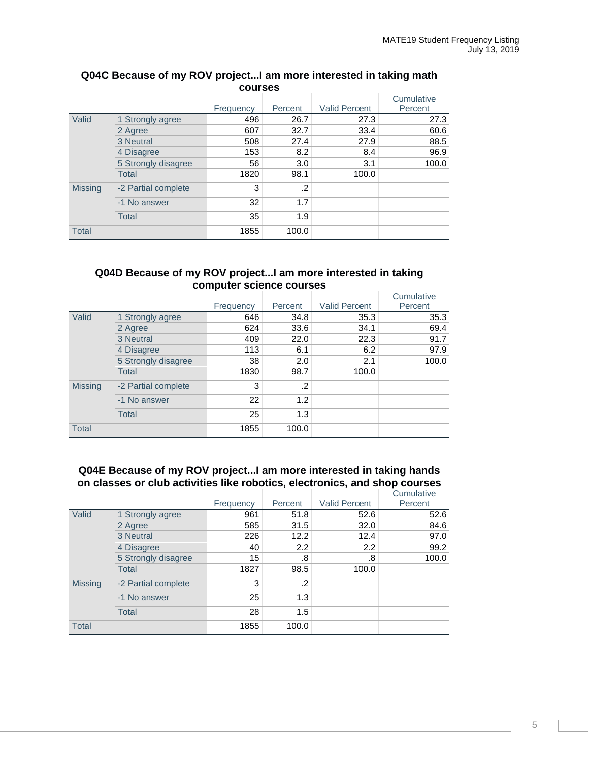**Q04C Because of my ROV project...I am more interested in taking math courses**

| | | Frequency | Percent | Valid Percent | Cumulative Percent |
|---|---|---|---|---|---|
| Valid | 1 Strongly agree | 496 | 26.7 | 27.3 | 27.3 |
| | 2 Agree | 607 | 32.7 | 33.4 | 60.6 |
| | 3 Neutral | 508 | 27.4 | 27.9 | 88.5 |
| | 4 Disagree | 153 | 8.2 | 8.4 | 96.9 |
| | 5 Strongly disagree | 56 | 3.0 | 3.1 | 100.0 |
| | Total | 1820 | 98.1 | 100.0 | |
| Missing | -2 Partial complete | 3 | .2 | | |
| | -1 No answer | 32 | 1.7 | | |
| | Total | 35 | 1.9 | | |
| Total | | 1855 | 100.0 | | |

**Q04D Because of my ROV project...I am more interested in taking computer science courses**

| | | Frequency | Percent | Valid Percent | Cumulative Percent |
|---|---|---|---|---|---|
| Valid | 1 Strongly agree | 646 | 34.8 | 35.3 | 35.3 |
| | 2 Agree | 624 | 33.6 | 34.1 | 69.4 |
| | 3 Neutral | 409 | 22.0 | 22.3 | 91.7 |
| | 4 Disagree | 113 | 6.1 | 6.2 | 97.9 |
| | 5 Strongly disagree | 38 | 2.0 | 2.1 | 100.0 |
| | Total | 1830 | 98.7 | 100.0 | |
| Missing | -2 Partial complete | 3 | .2 | | |
| | -1 No answer | 22 | 1.2 | | |
| | Total | 25 | 1.3 | | |
| Total | | 1855 | 100.0 | | |

**Q04E Because of my ROV project...I am more interested in taking hands on classes or club activities like robotics, electronics, and shop courses**

| | | Frequency | Percent | Valid Percent | Cumulative Percent |
|---|---|---|---|---|---|
| Valid | 1 Strongly agree | 961 | 51.8 | 52.6 | 52.6 |
| | 2 Agree | 585 | 31.5 | 32.0 | 84.6 |
| | 3 Neutral | 226 | 12.2 | 12.4 | 97.0 |
| | 4 Disagree | 40 | 2.2 | 2.2 | 99.2 |
| | 5 Strongly disagree | 15 | .8 | .8 | 100.0 |
| | Total | 1827 | 98.5 | 100.0 | |
| Missing | -2 Partial complete | 3 | .2 | | |
| | -1 No answer | 25 | 1.3 | | |
| | Total | 28 | 1.5 | | |
| Total | | 1855 | 100.0 | | |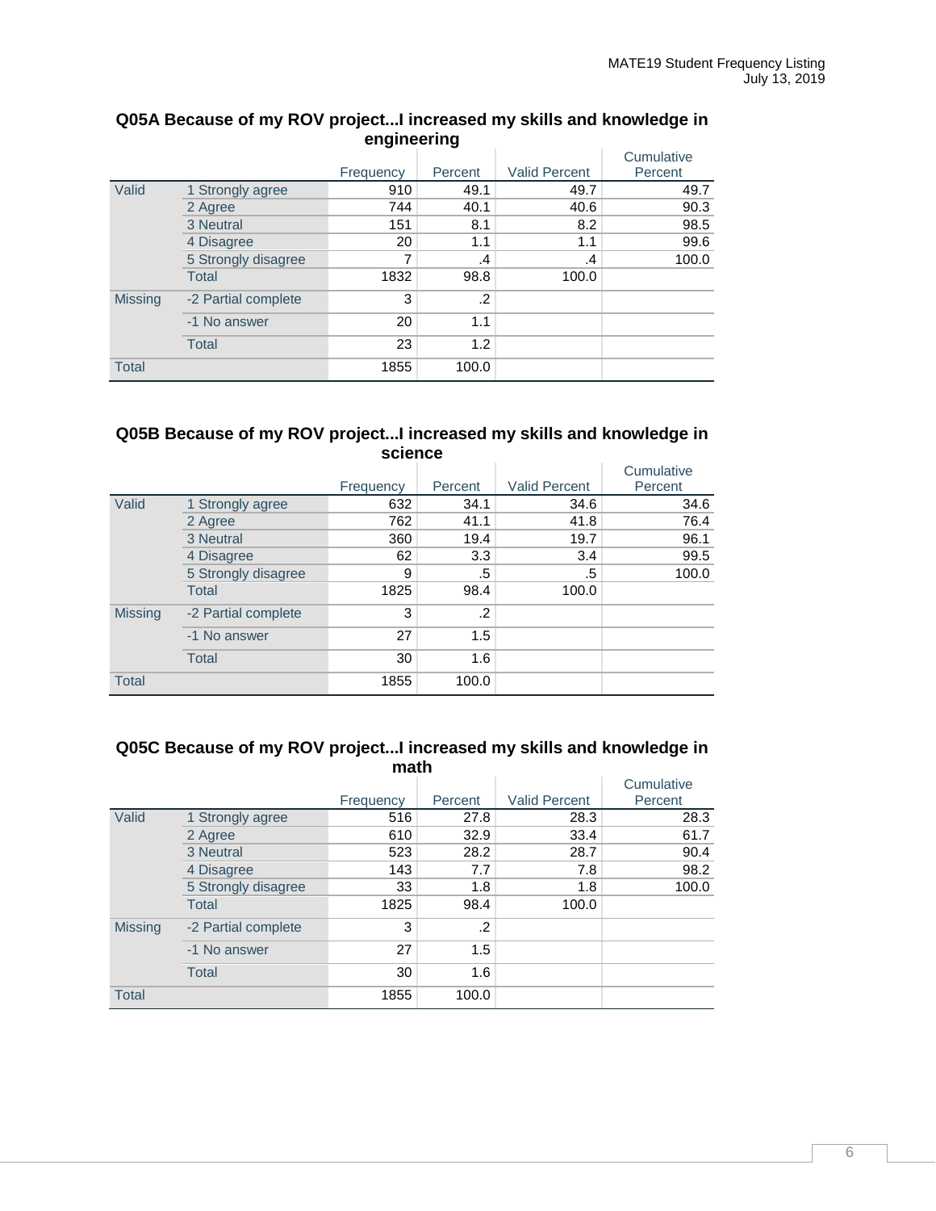### Q05A Because of my ROV project...I increased my skills and knowledge in engineering

| | | Frequency | Percent | Valid Percent | Cumulative Percent |
|---|---|---|---|---|---|
| Valid | 1 Strongly agree | 910 | 49.1 | 49.7 | 49.7 |
| | 2 Agree | 744 | 40.1 | 40.6 | 90.3 |
| | 3 Neutral | 151 | 8.1 | 8.2 | 98.5 |
| | 4 Disagree | 20 | 1.1 | 1.1 | 99.6 |
| | 5 Strongly disagree | 7 | .4 | .4 | 100.0 |
| | Total | 1832 | 98.8 | 100.0 | |
| Missing | -2 Partial complete | 3 | .2 | | |
| | -1 No answer | 20 | 1.1 | | |
| | Total | 23 | 1.2 | | |
| Total | | 1855 | 100.0 | | |

### Q05B Because of my ROV project...I increased my skills and knowledge in science

| | | Frequency | Percent | Valid Percent | Cumulative Percent |
|---|---|---|---|---|---|
| Valid | 1 Strongly agree | 632 | 34.1 | 34.6 | 34.6 |
| | 2 Agree | 762 | 41.1 | 41.8 | 76.4 |
| | 3 Neutral | 360 | 19.4 | 19.7 | 96.1 |
| | 4 Disagree | 62 | 3.3 | 3.4 | 99.5 |
| | 5 Strongly disagree | 9 | .5 | .5 | 100.0 |
| | Total | 1825 | 98.4 | 100.0 | |
| Missing | -2 Partial complete | 3 | .2 | | |
| | -1 No answer | 27 | 1.5 | | |
| | Total | 30 | 1.6 | | |
| Total | | 1855 | 100.0 | | |

### Q05C Because of my ROV project...I increased my skills and knowledge in math

| | | Frequency | Percent | Valid Percent | Cumulative Percent |
|---|---|---|---|---|---|
| Valid | 1 Strongly agree | 516 | 27.8 | 28.3 | 28.3 |
| | 2 Agree | 610 | 32.9 | 33.4 | 61.7 |
| | 3 Neutral | 523 | 28.2 | 28.7 | 90.4 |
| | 4 Disagree | 143 | 7.7 | 7.8 | 98.2 |
| | 5 Strongly disagree | 33 | 1.8 | 1.8 | 100.0 |
| | Total | 1825 | 98.4 | 100.0 | |
| Missing | -2 Partial complete | 3 | .2 | | |
| | -1 No answer | 27 | 1.5 | | |
| | Total | 30 | 1.6 | | |
| Total | | 1855 | 100.0 | | |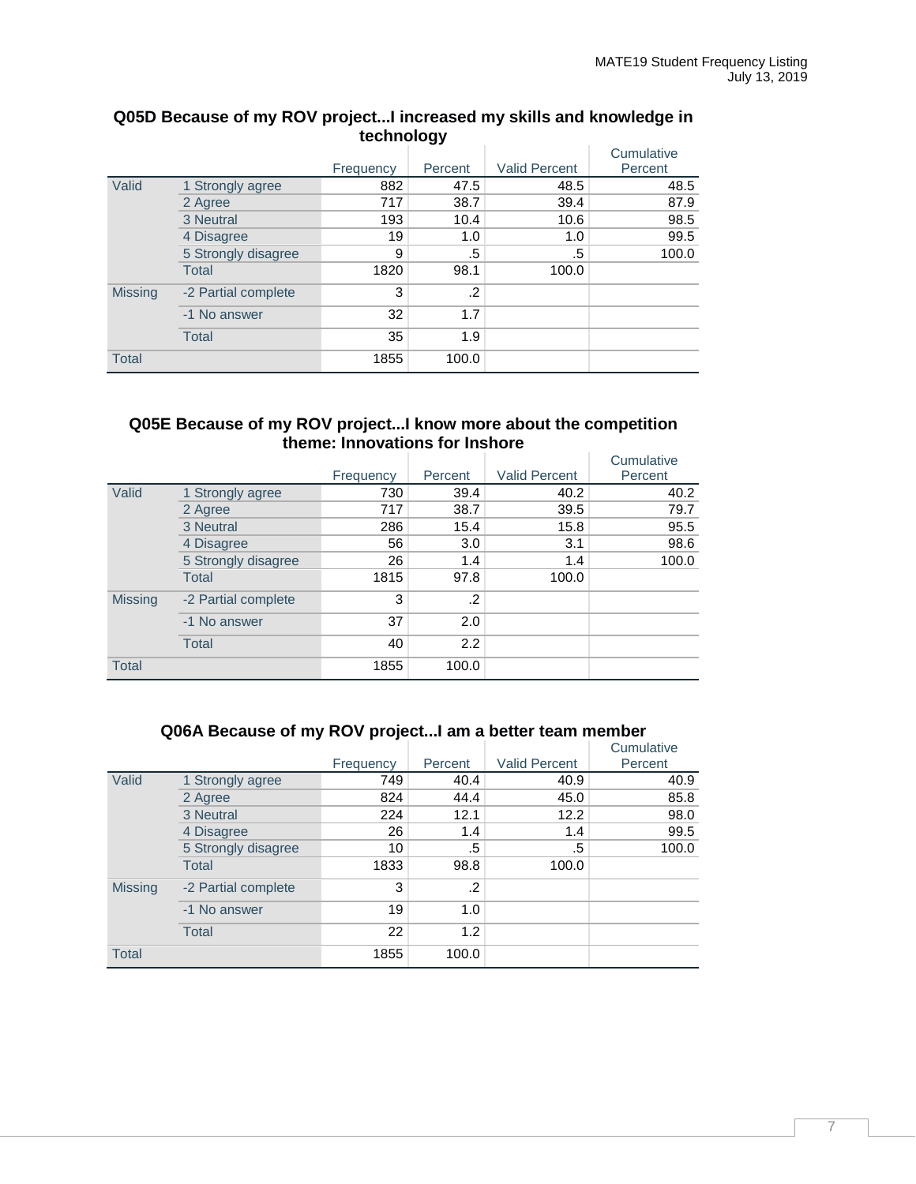### Q05D Because of my ROV project...I increased my skills and knowledge in technology

| | | Frequency | Percent | Valid Percent | Cumulative Percent |
|---|---|---|---|---|---|
| Valid | 1 Strongly agree | 882 | 47.5 | 48.5 | 48.5 |
| | 2 Agree | 717 | 38.7 | 39.4 | 87.9 |
| | 3 Neutral | 193 | 10.4 | 10.6 | 98.5 |
| | 4 Disagree | 19 | 1.0 | 1.0 | 99.5 |
| | 5 Strongly disagree | 9 | .5 | .5 | 100.0 |
| | Total | 1820 | 98.1 | 100.0 | |
| Missing | -2 Partial complete | 3 | .2 | | |
| | -1 No answer | 32 | 1.7 | | |
| | Total | 35 | 1.9 | | |
| Total | | 1855 | 100.0 | | |

### Q05E Because of my ROV project...I know more about the competition theme: Innovations for Inshore

| | | Frequency | Percent | Valid Percent | Cumulative Percent |
|---|---|---|---|---|---|
| Valid | 1 Strongly agree | 730 | 39.4 | 40.2 | 40.2 |
| | 2 Agree | 717 | 38.7 | 39.5 | 79.7 |
| | 3 Neutral | 286 | 15.4 | 15.8 | 95.5 |
| | 4 Disagree | 56 | 3.0 | 3.1 | 98.6 |
| | 5 Strongly disagree | 26 | 1.4 | 1.4 | 100.0 |
| | Total | 1815 | 97.8 | 100.0 | |
| Missing | -2 Partial complete | 3 | .2 | | |
| | -1 No answer | 37 | 2.0 | | |
| | Total | 40 | 2.2 | | |
| Total | | 1855 | 100.0 | | |

### Q06A Because of my ROV project...I am a better team member

| | | Frequency | Percent | Valid Percent | Cumulative Percent |
|---|---|---|---|---|---|
| Valid | 1 Strongly agree | 749 | 40.4 | 40.9 | 40.9 |
| | 2 Agree | 824 | 44.4 | 45.0 | 85.8 |
| | 3 Neutral | 224 | 12.1 | 12.2 | 98.0 |
| | 4 Disagree | 26 | 1.4 | 1.4 | 99.5 |
| | 5 Strongly disagree | 10 | .5 | .5 | 100.0 |
| | Total | 1833 | 98.8 | 100.0 | |
| Missing | -2 Partial complete | 3 | .2 | | |
| | -1 No answer | 19 | 1.0 | | |
| | Total | 22 | 1.2 | | |
| Total | | 1855 | 100.0 | | |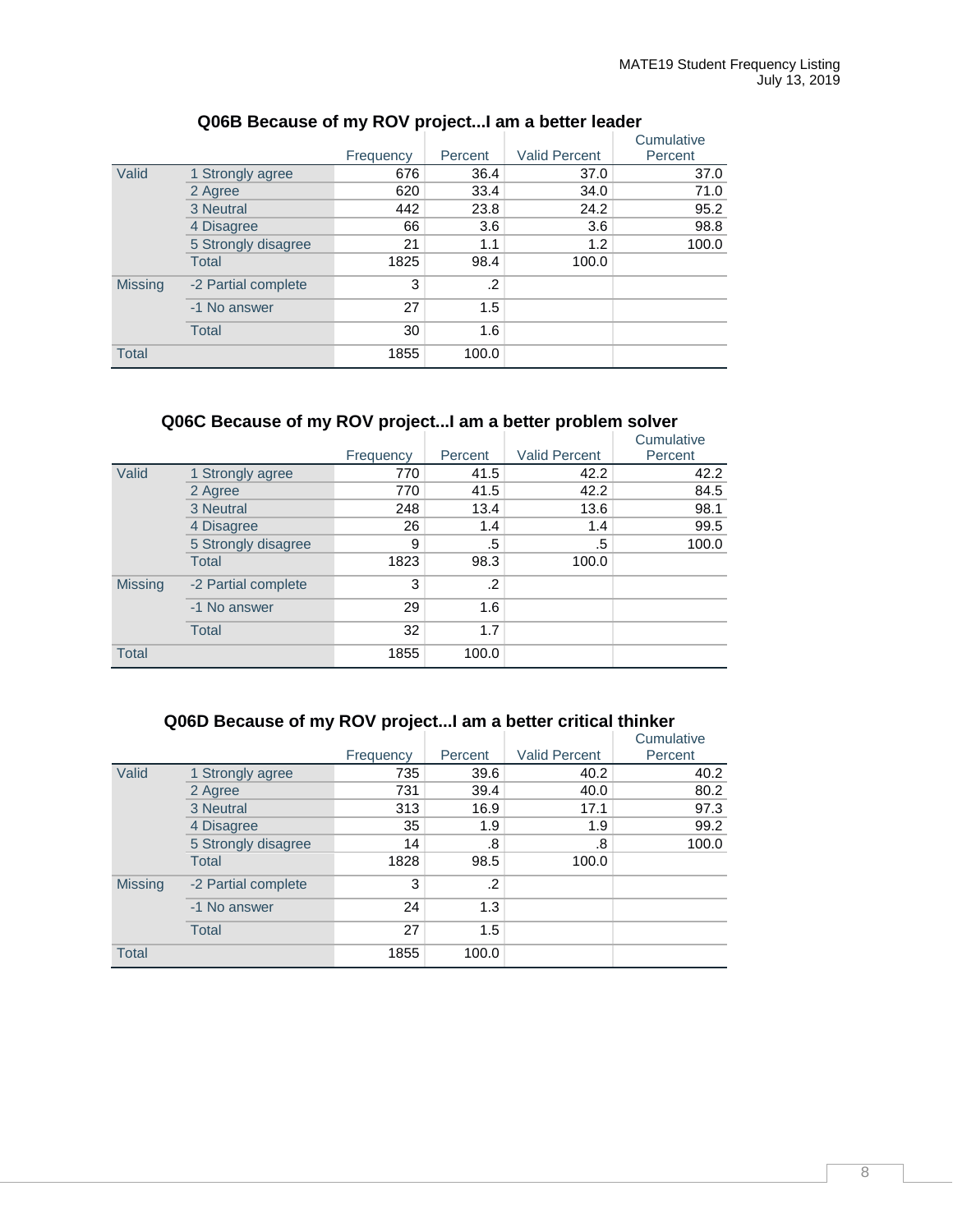### Q06B Because of my ROV project...I am a better leader

| | | Frequency | Percent | Valid Percent | Cumulative Percent |
|---|---|---|---|---|---|
| Valid | 1 Strongly agree | 676 | 36.4 | 37.0 | 37.0 |
| | 2 Agree | 620 | 33.4 | 34.0 | 71.0 |
| | 3 Neutral | 442 | 23.8 | 24.2 | 95.2 |
| | 4 Disagree | 66 | 3.6 | 3.6 | 98.8 |
| | 5 Strongly disagree | 21 | 1.1 | 1.2 | 100.0 |
| | Total | 1825 | 98.4 | 100.0 | |
| Missing | -2 Partial complete | 3 | .2 | | |
| | -1 No answer | 27 | 1.5 | | |
| | Total | 30 | 1.6 | | |
| Total | | 1855 | 100.0 | | |

### Q06C Because of my ROV project...I am a better problem solver

| | | Frequency | Percent | Valid Percent | Cumulative Percent |
|---|---|---|---|---|---|
| Valid | 1 Strongly agree | 770 | 41.5 | 42.2 | 42.2 |
| | 2 Agree | 770 | 41.5 | 42.2 | 84.5 |
| | 3 Neutral | 248 | 13.4 | 13.6 | 98.1 |
| | 4 Disagree | 26 | 1.4 | 1.4 | 99.5 |
| | 5 Strongly disagree | 9 | .5 | .5 | 100.0 |
| | Total | 1823 | 98.3 | 100.0 | |
| Missing | -2 Partial complete | 3 | .2 | | |
| | -1 No answer | 29 | 1.6 | | |
| | Total | 32 | 1.7 | | |
| Total | | 1855 | 100.0 | | |

### Q06D Because of my ROV project...I am a better critical thinker

| | | Frequency | Percent | Valid Percent | Cumulative Percent |
|---|---|---|---|---|---|
| Valid | 1 Strongly agree | 735 | 39.6 | 40.2 | 40.2 |
| | 2 Agree | 731 | 39.4 | 40.0 | 80.2 |
| | 3 Neutral | 313 | 16.9 | 17.1 | 97.3 |
| | 4 Disagree | 35 | 1.9 | 1.9 | 99.2 |
| | 5 Strongly disagree | 14 | .8 | .8 | 100.0 |
| | Total | 1828 | 98.5 | 100.0 | |
| Missing | -2 Partial complete | 3 | .2 | | |
| | -1 No answer | 24 | 1.3 | | |
| | Total | 27 | 1.5 | | |
| Total | | 1855 | 100.0 | | |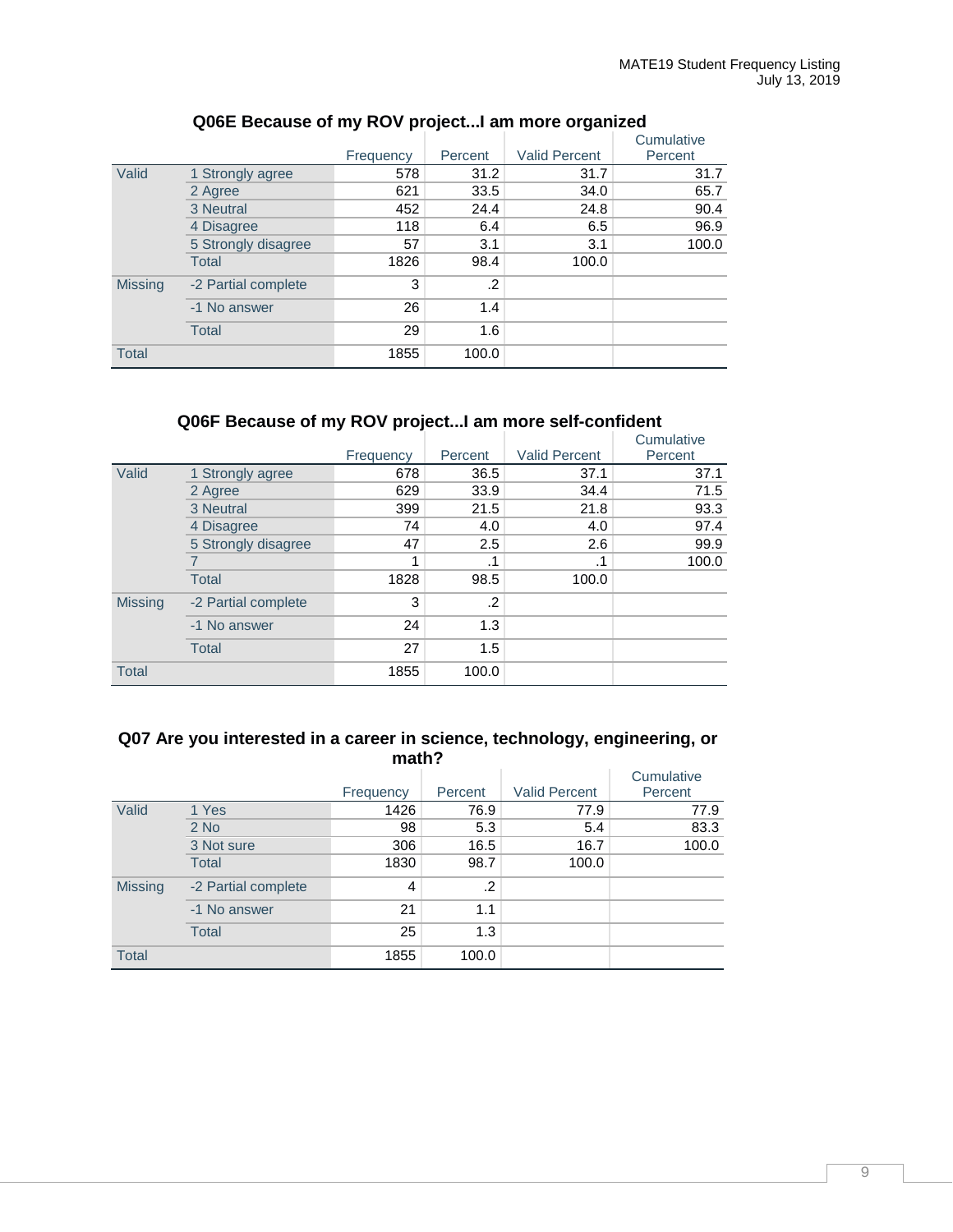### Q06E Because of my ROV project...I am more organized

| | | Frequency | Percent | Valid Percent | Cumulative Percent |
|---|---|---|---|---|---|
| Valid | 1 Strongly agree | 578 | 31.2 | 31.7 | 31.7 |
| | 2 Agree | 621 | 33.5 | 34.0 | 65.7 |
| | 3 Neutral | 452 | 24.4 | 24.8 | 90.4 |
| | 4 Disagree | 118 | 6.4 | 6.5 | 96.9 |
| | 5 Strongly disagree | 57 | 3.1 | 3.1 | 100.0 |
| | Total | 1826 | 98.4 | 100.0 | |
| Missing | -2 Partial complete | 3 | .2 | | |
| | -1 No answer | 26 | 1.4 | | |
| | Total | 29 | 1.6 | | |
| Total | | 1855 | 100.0 | | |

### Q06F Because of my ROV project...I am more self-confident

| | | Frequency | Percent | Valid Percent | Cumulative Percent |
|---|---|---|---|---|---|
| Valid | 1 Strongly agree | 678 | 36.5 | 37.1 | 37.1 |
| | 2 Agree | 629 | 33.9 | 34.4 | 71.5 |
| | 3 Neutral | 399 | 21.5 | 21.8 | 93.3 |
| | 4 Disagree | 74 | 4.0 | 4.0 | 97.4 |
| | 5 Strongly disagree | 47 | 2.5 | 2.6 | 99.9 |
| | 7 | 1 | .1 | .1 | 100.0 |
| | Total | 1828 | 98.5 | 100.0 | |
| Missing | -2 Partial complete | 3 | .2 | | |
| | -1 No answer | 24 | 1.3 | | |
| | Total | 27 | 1.5 | | |
| Total | | 1855 | 100.0 | | |

### Q07 Are you interested in a career in science, technology, engineering, or math?

| | | Frequency | Percent | Valid Percent | Cumulative Percent |
|---|---|---|---|---|---|
| Valid | 1 Yes | 1426 | 76.9 | 77.9 | 77.9 |
| | 2 No | 98 | 5.3 | 5.4 | 83.3 |
| | 3 Not sure | 306 | 16.5 | 16.7 | 100.0 |
| | Total | 1830 | 98.7 | 100.0 | |
| Missing | -2 Partial complete | 4 | .2 | | |
| | -1 No answer | 21 | 1.1 | | |
| | Total | 25 | 1.3 | | |
| Total | | 1855 | 100.0 | | |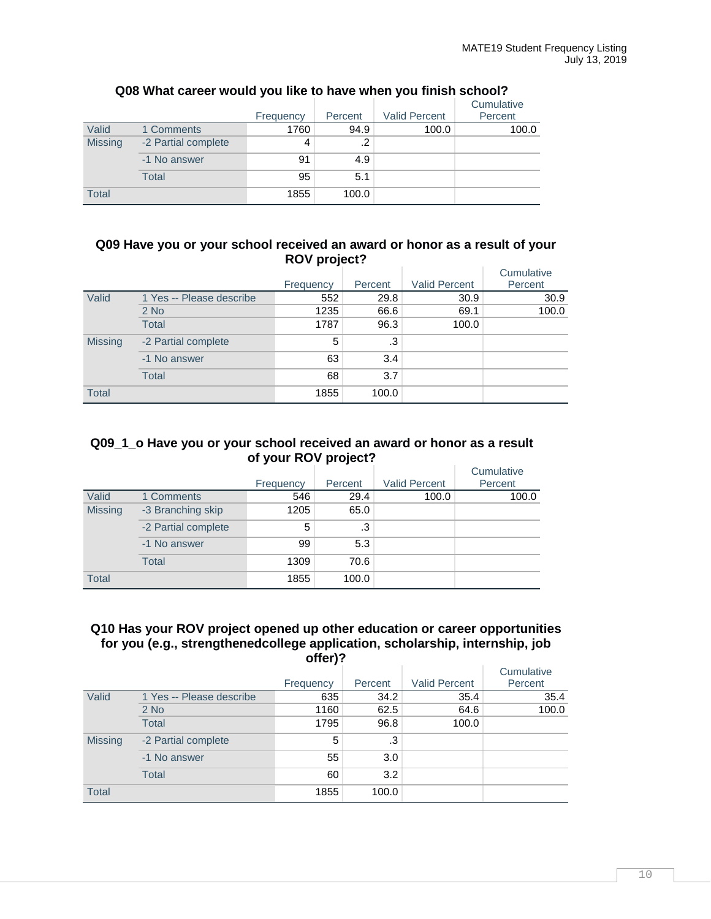### Q08 What career would you like to have when you finish school?

| | | Frequency | Percent | Valid Percent | Cumulative Percent |
|---|---|---|---|---|---|
| Valid | 1 Comments | 1760 | 94.9 | 100.0 | 100.0 |
| Missing | -2 Partial complete | 4 | .2 | | |
| | -1 No answer | 91 | 4.9 | | |
| | Total | 95 | 5.1 | | |
| Total | | 1855 | 100.0 | | |

### Q09 Have you or your school received an award or honor as a result of your ROV project?

| | | Frequency | Percent | Valid Percent | Cumulative Percent |
|---|---|---|---|---|---|
| Valid | 1 Yes -- Please describe | 552 | 29.8 | 30.9 | 30.9 |
| | 2 No | 1235 | 66.6 | 69.1 | 100.0 |
| | Total | 1787 | 96.3 | 100.0 | |
| Missing | -2 Partial complete | 5 | .3 | | |
| | -1 No answer | 63 | 3.4 | | |
| | Total | 68 | 3.7 | | |
| Total | | 1855 | 100.0 | | |

### Q09_1_o Have you or your school received an award or honor as a result of your ROV project?

| | | Frequency | Percent | Valid Percent | Cumulative Percent |
|---|---|---|---|---|---|
| Valid | 1 Comments | 546 | 29.4 | 100.0 | 100.0 |
| Missing | -3 Branching skip | 1205 | 65.0 | | |
| | -2 Partial complete | 5 | .3 | | |
| | -1 No answer | 99 | 5.3 | | |
| | Total | 1309 | 70.6 | | |
| Total | | 1855 | 100.0 | | |

### Q10 Has your ROV project opened up other education or career opportunities for you (e.g., strengthenedcollege application, scholarship, internship, job offer)?

| | | Frequency | Percent | Valid Percent | Cumulative Percent |
|---|---|---|---|---|---|
| Valid | 1 Yes -- Please describe | 635 | 34.2 | 35.4 | 35.4 |
| | 2 No | 1160 | 62.5 | 64.6 | 100.0 |
| | Total | 1795 | 96.8 | 100.0 | |
| Missing | -2 Partial complete | 5 | .3 | | |
| | -1 No answer | 55 | 3.0 | | |
| | Total | 60 | 3.2 | | |
| Total | | 1855 | 100.0 | | |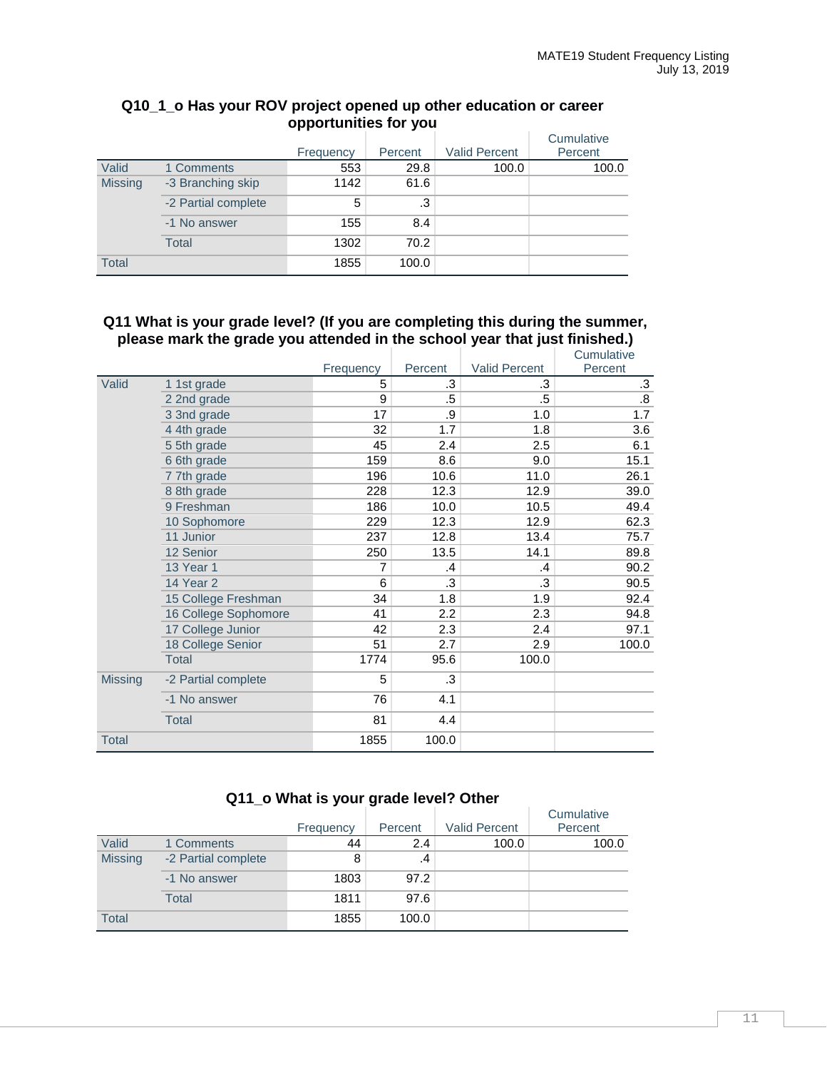### Q10_1_o Has your ROV project opened up other education or career opportunities for you

| | | Frequency | Percent | Valid Percent | Cumulative Percent |
|---|---|---|---|---|---|
| Valid | 1 Comments | 553 | 29.8 | 100.0 | 100.0 |
| Missing | -3 Branching skip | 1142 | 61.6 | | |
| | -2 Partial complete | 5 | .3 | | |
| | -1 No answer | 155 | 8.4 | | |
| | Total | 1302 | 70.2 | | |
| Total | | 1855 | 100.0 | | |

### Q11 What is your grade level? (If you are completing this during the summer, please mark the grade you attended in the school year that just finished.)

| | | Frequency | Percent | Valid Percent | Cumulative Percent |
|---|---|---|---|---|---|
| Valid | 1 1st grade | 5 | .3 | .3 | .3 |
| | 2 2nd grade | 9 | .5 | .5 | .8 |
| | 3 3nd grade | 17 | .9 | 1.0 | 1.7 |
| | 4 4th grade | 32 | 1.7 | 1.8 | 3.6 |
| | 5 5th grade | 45 | 2.4 | 2.5 | 6.1 |
| | 6 6th grade | 159 | 8.6 | 9.0 | 15.1 |
| | 7 7th grade | 196 | 10.6 | 11.0 | 26.1 |
| | 8 8th grade | 228 | 12.3 | 12.9 | 39.0 |
| | 9 Freshman | 186 | 10.0 | 10.5 | 49.4 |
| | 10 Sophomore | 229 | 12.3 | 12.9 | 62.3 |
| | 11 Junior | 237 | 12.8 | 13.4 | 75.7 |
| | 12 Senior | 250 | 13.5 | 14.1 | 89.8 |
| | 13 Year 1 | 7 | .4 | .4 | 90.2 |
| | 14 Year 2 | 6 | .3 | .3 | 90.5 |
| | 15 College Freshman | 34 | 1.8 | 1.9 | 92.4 |
| | 16 College Sophomore | 41 | 2.2 | 2.3 | 94.8 |
| | 17 College Junior | 42 | 2.3 | 2.4 | 97.1 |
| | 18 College Senior | 51 | 2.7 | 2.9 | 100.0 |
| | Total | 1774 | 95.6 | 100.0 | |
| Missing | -2 Partial complete | 5 | .3 | | |
| | -1 No answer | 76 | 4.1 | | |
| | Total | 81 | 4.4 | | |
| Total | | 1855 | 100.0 | | |

### Q11_o What is your grade level? Other

| | | Frequency | Percent | Valid Percent | Cumulative Percent |
|---|---|---|---|---|---|
| Valid | 1 Comments | 44 | 2.4 | 100.0 | 100.0 |
| Missing | -2 Partial complete | 8 | .4 | | |
| | -1 No answer | 1803 | 97.2 | | |
| | Total | 1811 | 97.6 | | |
| Total | | 1855 | 100.0 | | |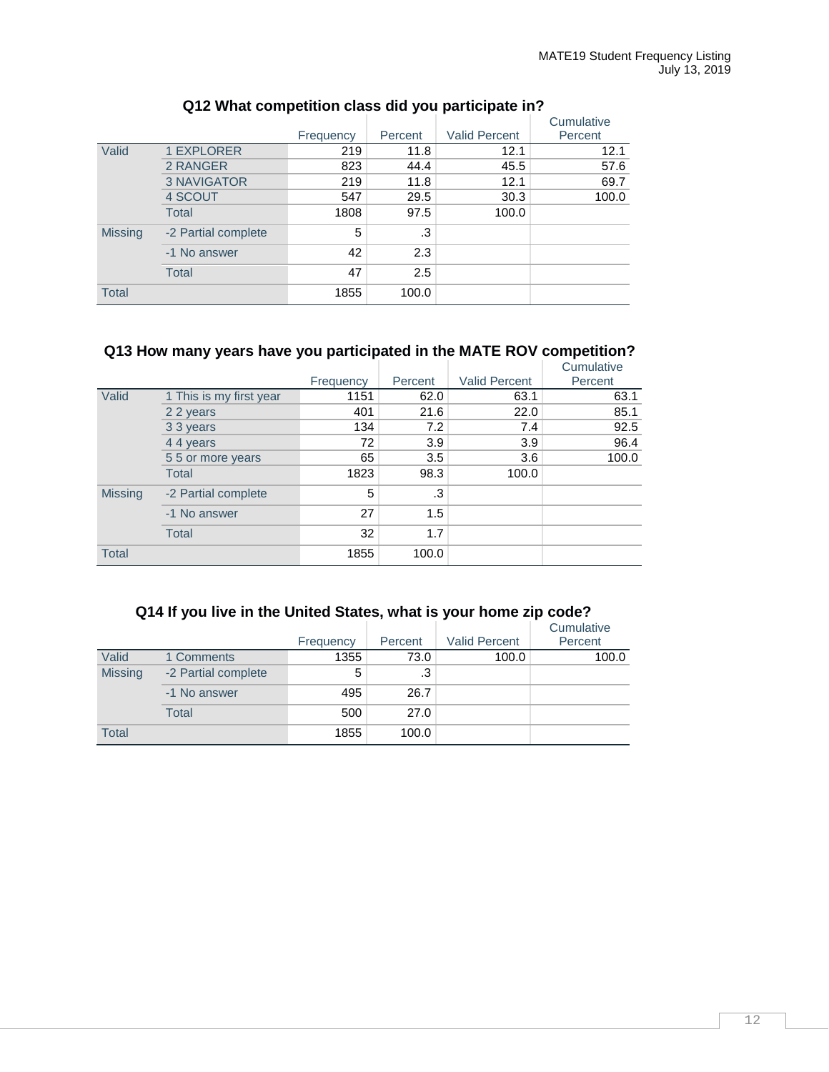## Q12 What competition class did you participate in?

| | | Frequency | Percent | Valid Percent | Cumulative Percent |
|---|---|---|---|---|---|
| Valid | 1 EXPLORER | 219 | 11.8 | 12.1 | 12.1 |
| | 2 RANGER | 823 | 44.4 | 45.5 | 57.6 |
| | 3 NAVIGATOR | 219 | 11.8 | 12.1 | 69.7 |
| | 4 SCOUT | 547 | 29.5 | 30.3 | 100.0 |
| | Total | 1808 | 97.5 | 100.0 | |
| Missing | -2 Partial complete | 5 | .3 | | |
| | -1 No answer | 42 | 2.3 | | |
| | Total | 47 | 2.5 | | |
| Total | | 1855 | 100.0 | | |

## Q13 How many years have you participated in the MATE ROV competition?

| | | Frequency | Percent | Valid Percent | Cumulative Percent |
|---|---|---|---|---|---|
| Valid | 1 This is my first year | 1151 | 62.0 | 63.1 | 63.1 |
| | 2 2 years | 401 | 21.6 | 22.0 | 85.1 |
| | 3 3 years | 134 | 7.2 | 7.4 | 92.5 |
| | 4 4 years | 72 | 3.9 | 3.9 | 96.4 |
| | 5 5 or more years | 65 | 3.5 | 3.6 | 100.0 |
| | Total | 1823 | 98.3 | 100.0 | |
| Missing | -2 Partial complete | 5 | .3 | | |
| | -1 No answer | 27 | 1.5 | | |
| | Total | 32 | 1.7 | | |
| Total | | 1855 | 100.0 | | |

## Q14 If you live in the United States, what is your home zip code?

| | | Frequency | Percent | Valid Percent | Cumulative Percent |
|---|---|---|---|---|---|
| Valid | 1 Comments | 1355 | 73.0 | 100.0 | 100.0 |
| Missing | -2 Partial complete | 5 | .3 | | |
| | -1 No answer | 495 | 26.7 | | |
| | Total | 500 | 27.0 | | |
| Total | | 1855 | 100.0 | | |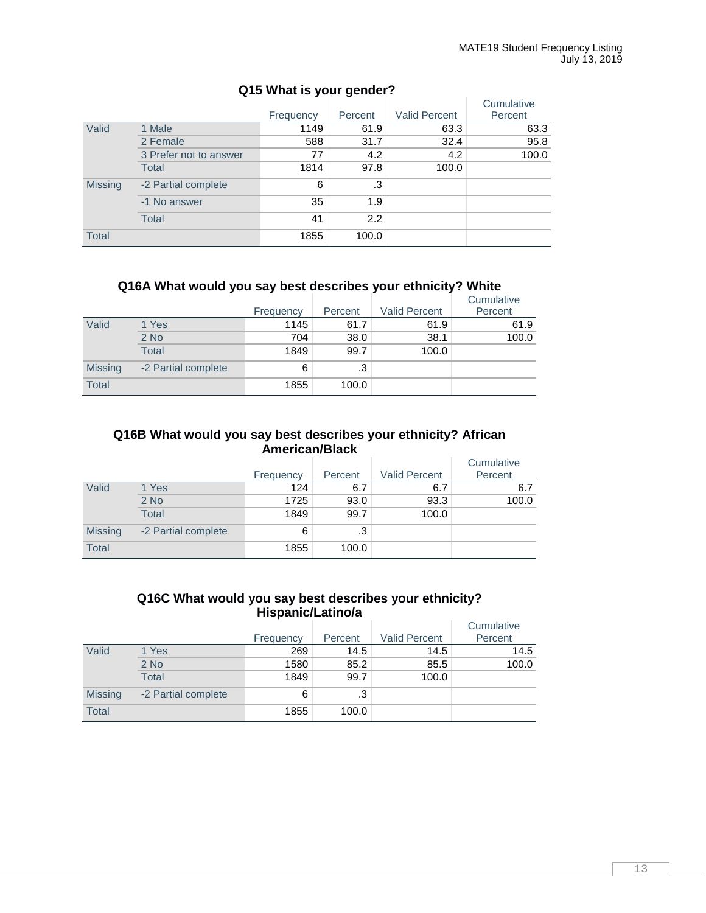### Q15 What is your gender?

| | | Frequency | Percent | Valid Percent | Cumulative Percent |
|---|---|---|---|---|---|
| Valid | 1 Male | 1149 | 61.9 | 63.3 | 63.3 |
| | 2 Female | 588 | 31.7 | 32.4 | 95.8 |
| | 3 Prefer not to answer | 77 | 4.2 | 4.2 | 100.0 |
| | Total | 1814 | 97.8 | 100.0 | |
| Missing | -2 Partial complete | 6 | .3 | | |
| | -1 No answer | 35 | 1.9 | | |
| | Total | 41 | 2.2 | | |
| Total | | 1855 | 100.0 | | |

### Q16A What would you say best describes your ethnicity? White

| | | Frequency | Percent | Valid Percent | Cumulative Percent |
|---|---|---|---|---|---|
| Valid | 1 Yes | 1145 | 61.7 | 61.9 | 61.9 |
| | 2 No | 704 | 38.0 | 38.1 | 100.0 |
| | Total | 1849 | 99.7 | 100.0 | |
| Missing | -2 Partial complete | 6 | .3 | | |
| Total | | 1855 | 100.0 | | |

### Q16B What would you say best describes your ethnicity? African American/Black

| | | Frequency | Percent | Valid Percent | Cumulative Percent |
|---|---|---|---|---|---|
| Valid | 1 Yes | 124 | 6.7 | 6.7 | 6.7 |
| | 2 No | 1725 | 93.0 | 93.3 | 100.0 |
| | Total | 1849 | 99.7 | 100.0 | |
| Missing | -2 Partial complete | 6 | .3 | | |
| Total | | 1855 | 100.0 | | |

### Q16C What would you say best describes your ethnicity? Hispanic/Latino/a

| | | Frequency | Percent | Valid Percent | Cumulative Percent |
|---|---|---|---|---|---|
| Valid | 1 Yes | 269 | 14.5 | 14.5 | 14.5 |
| | 2 No | 1580 | 85.2 | 85.5 | 100.0 |
| | Total | 1849 | 99.7 | 100.0 | |
| Missing | -2 Partial complete | 6 | .3 | | |
| Total | | 1855 | 100.0 | | |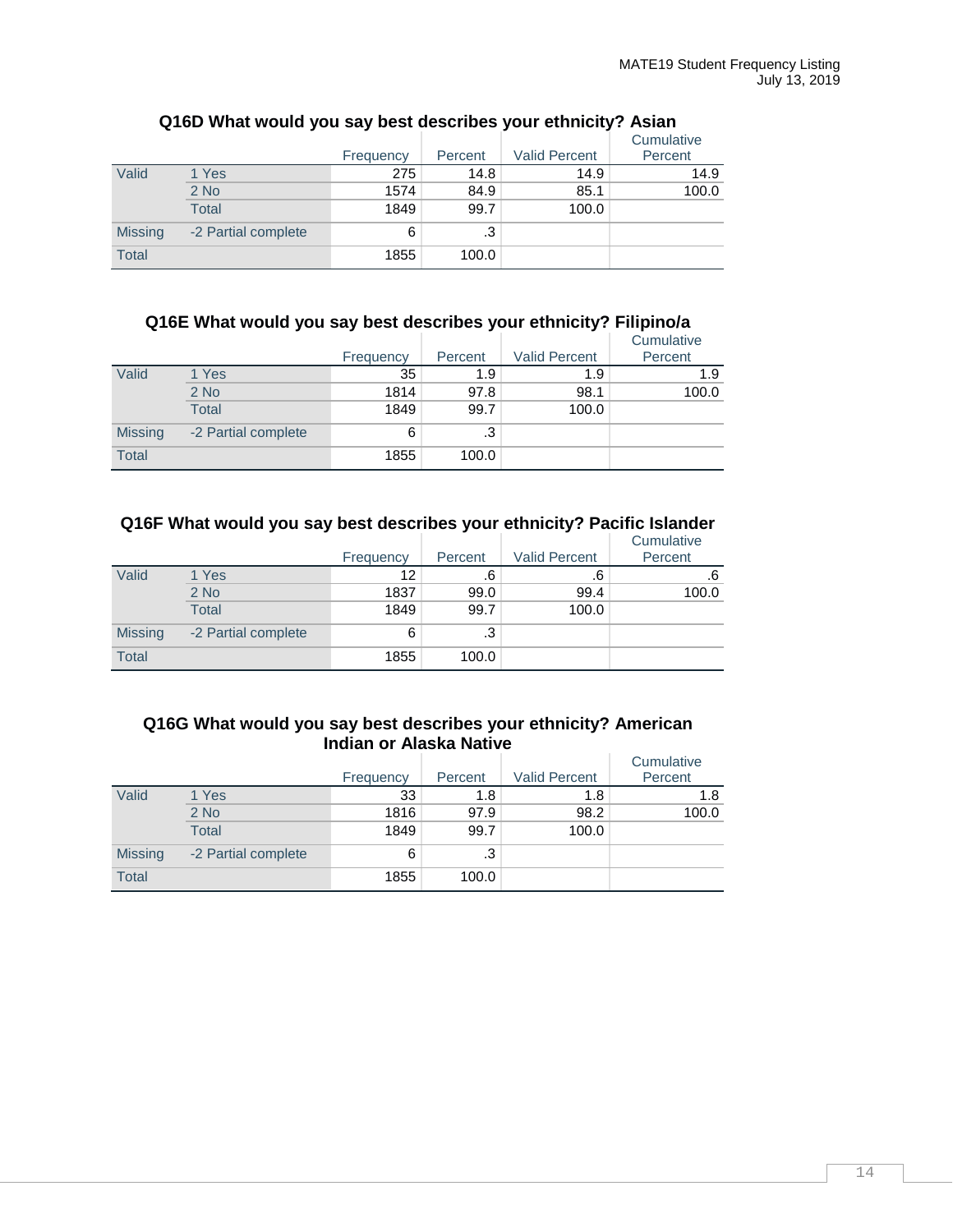### Q16D What would you say best describes your ethnicity? Asian

| | | Frequency | Percent | Valid Percent | Cumulative Percent |
|---|---|---|---|---|---|
| Valid | 1 Yes | 275 | 14.8 | 14.9 | 14.9 |
| | 2 No | 1574 | 84.9 | 85.1 | 100.0 |
| | Total | 1849 | 99.7 | 100.0 | |
| Missing | -2 Partial complete | 6 | .3 | | |
| Total | | 1855 | 100.0 | | |

### Q16E What would you say best describes your ethnicity? Filipino/a

| | | Frequency | Percent | Valid Percent | Cumulative Percent |
|---|---|---|---|---|---|
| Valid | 1 Yes | 35 | 1.9 | 1.9 | 1.9 |
| | 2 No | 1814 | 97.8 | 98.1 | 100.0 |
| | Total | 1849 | 99.7 | 100.0 | |
| Missing | -2 Partial complete | 6 | .3 | | |
| Total | | 1855 | 100.0 | | |

### Q16F What would you say best describes your ethnicity? Pacific Islander

| | | Frequency | Percent | Valid Percent | Cumulative Percent |
|---|---|---|---|---|---|
| Valid | 1 Yes | 12 | .6 | .6 | .6 |
| | 2 No | 1837 | 99.0 | 99.4 | 100.0 |
| | Total | 1849 | 99.7 | 100.0 | |
| Missing | -2 Partial complete | 6 | .3 | | |
| Total | | 1855 | 100.0 | | |

### Q16G What would you say best describes your ethnicity? American Indian or Alaska Native

| | | Frequency | Percent | Valid Percent | Cumulative Percent |
|---|---|---|---|---|---|
| Valid | 1 Yes | 33 | 1.8 | 1.8 | 1.8 |
| | 2 No | 1816 | 97.9 | 98.2 | 100.0 |
| | Total | 1849 | 99.7 | 100.0 | |
| Missing | -2 Partial complete | 6 | .3 | | |
| Total | | 1855 | 100.0 | | |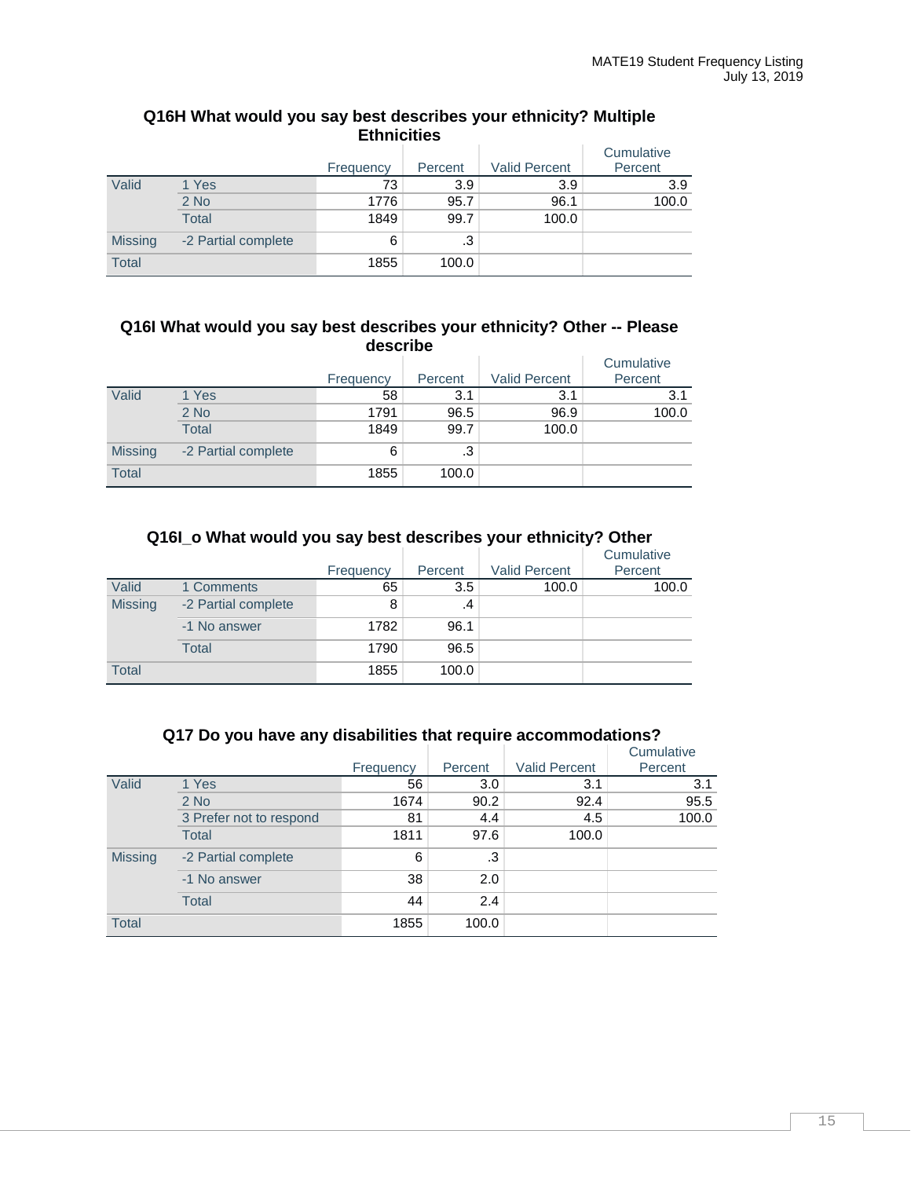### Q16H What would you say best describes your ethnicity? Multiple Ethnicities

| | | Frequency | Percent | Valid Percent | Cumulative Percent |
|---|---|---|---|---|---|
| Valid | 1 Yes | 73 | 3.9 | 3.9 | 3.9 |
| | 2 No | 1776 | 95.7 | 96.1 | 100.0 |
| | Total | 1849 | 99.7 | 100.0 | |
| Missing | -2 Partial complete | 6 | .3 | | |
| Total | | 1855 | 100.0 | | |

### Q16I What would you say best describes your ethnicity? Other -- Please describe

| | | Frequency | Percent | Valid Percent | Cumulative Percent |
|---|---|---|---|---|---|
| Valid | 1 Yes | 58 | 3.1 | 3.1 | 3.1 |
| | 2 No | 1791 | 96.5 | 96.9 | 100.0 |
| | Total | 1849 | 99.7 | 100.0 | |
| Missing | -2 Partial complete | 6 | .3 | | |
| Total | | 1855 | 100.0 | | |

### Q16I_o What would you say best describes your ethnicity? Other

| | | Frequency | Percent | Valid Percent | Cumulative Percent |
|---|---|---|---|---|---|
| Valid | 1 Comments | 65 | 3.5 | 100.0 | 100.0 |
| Missing | -2 Partial complete | 8 | .4 | | |
| | -1 No answer | 1782 | 96.1 | | |
| | Total | 1790 | 96.5 | | |
| Total | | 1855 | 100.0 | | |

### Q17 Do you have any disabilities that require accommodations?

| | | Frequency | Percent | Valid Percent | Cumulative Percent |
|---|---|---|---|---|---|
| Valid | 1 Yes | 56 | 3.0 | 3.1 | 3.1 |
| | 2 No | 1674 | 90.2 | 92.4 | 95.5 |
| | 3 Prefer not to respond | 81 | 4.4 | 4.5 | 100.0 |
| | Total | 1811 | 97.6 | 100.0 | |
| Missing | -2 Partial complete | 6 | .3 | | |
| | -1 No answer | 38 | 2.0 | | |
| | Total | 44 | 2.4 | | |
| Total | | 1855 | 100.0 | | |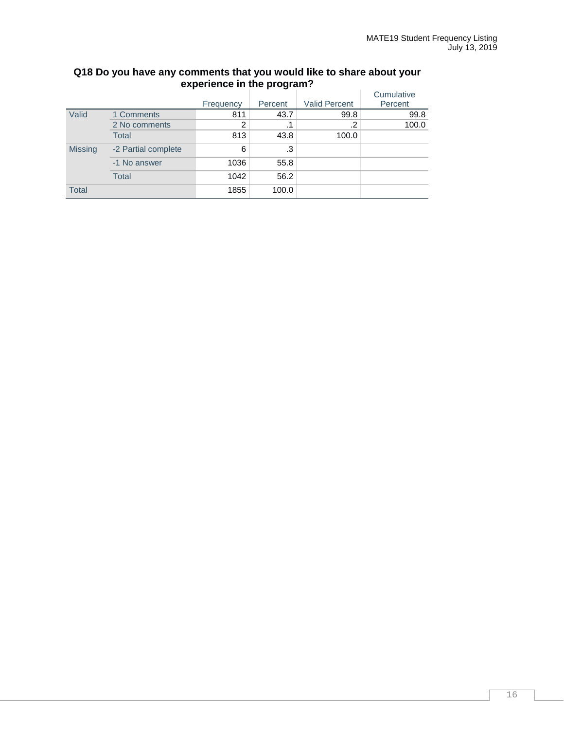**Q18 Do you have any comments that you would like to share about your experience in the program?**

| | | Frequency | Percent | Valid Percent | Cumulative Percent |
|---|---|---|---|---|---|
| Valid | 1 Comments | 811 | 43.7 | 99.8 | 99.8 |
| | 2 No comments | 2 | .1 | .2 | 100.0 |
| | Total | 813 | 43.8 | 100.0 | |
| Missing | -2 Partial complete | 6 | .3 | | |
| | -1 No answer | 1036 | 55.8 | | |
| | Total | 1042 | 56.2 | | |
| Total | | 1855 | 100.0 | | |